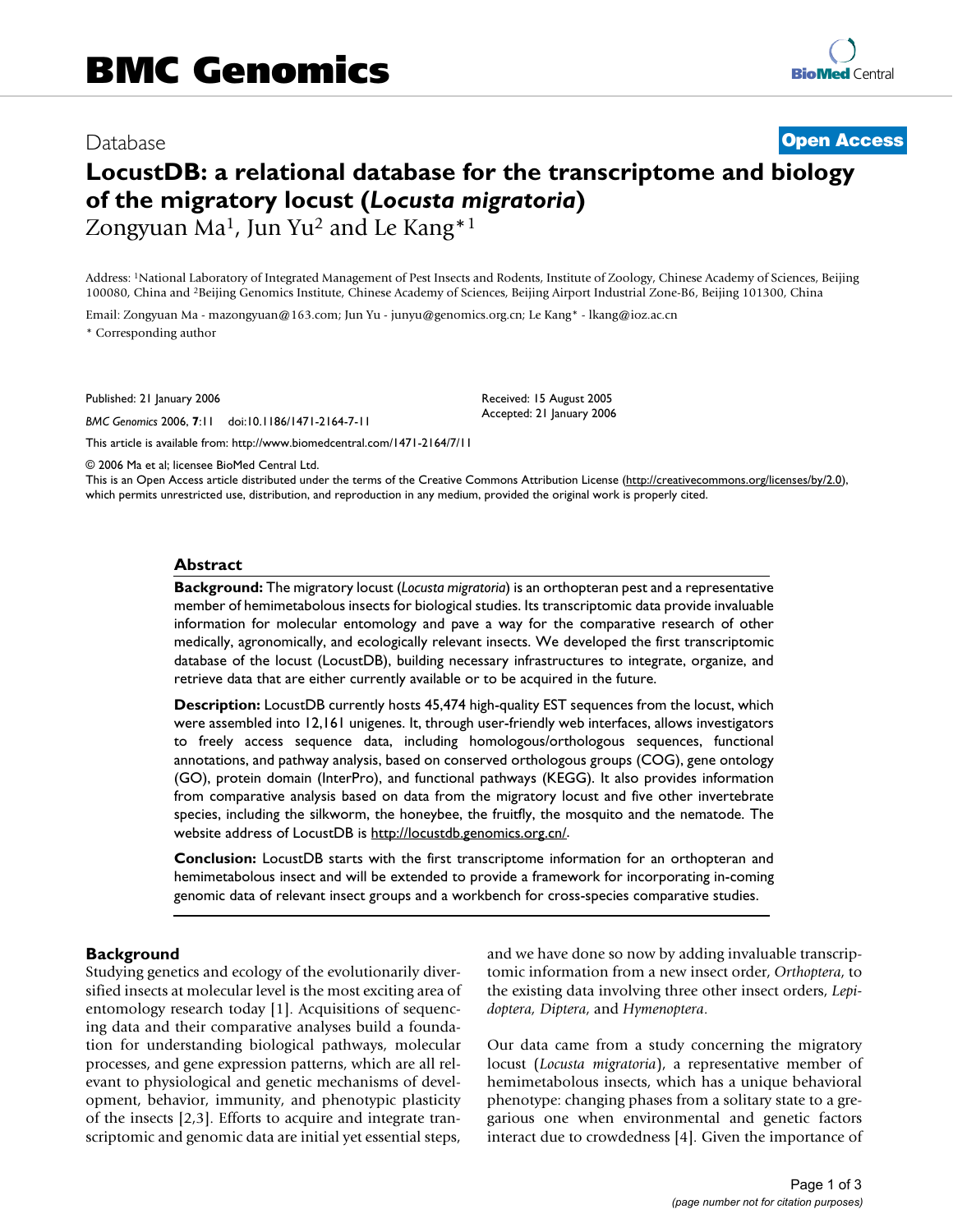# BMC Genomics

Database **Open Access**

# LocustDB: a relational database for the transcriptome and biology of the migratory locust (*Locusta migratoria*)

Zongyuan Ma[1], Jun Yu[2] and Le Kang*[1]

Address: [1]National Laboratory of Integrated Management of Pest Insects and Rodents, Institute of Zoology, Chinese Academy of Sciences, Beijing 100080, China and [2]Beijing Genomics Institute, Chinese Academy of Sciences, Beijing Airport Industrial Zone-B6, Beijing 101300, China

Email: Zongyuan Ma - mazongyuan@163.com; Jun Yu - junyu@genomics.org.cn; Le Kang* - lkang@ioz.ac.cn

\* Corresponding author

Published: 21 January 2006

*BMC Genomics* 2006, **7**:11 doi:10.1186/1471-2164-7-11

Received: 15 August 2005
Accepted: 21 January 2006

This article is available from: http://www.biomedcentral.com/1471-2164/7/11

© 2006 Ma et al; licensee BioMed Central Ltd.

This is an Open Access article distributed under the terms of the Creative Commons Attribution License (http://creativecommons.org/licenses/by/2.0), which permits unrestricted use, distribution, and reproduction in any medium, provided the original work is properly cited.

## Abstract

**Background:** The migratory locust (*Locusta migratoria*) is an orthopteran pest and a representative member of hemimetabolous insects for biological studies. Its transcriptomic data provide invaluable information for molecular entomology and pave a way for the comparative research of other medically, agronomically, and ecologically relevant insects. We developed the first transcriptomic database of the locust (LocustDB), building necessary infrastructures to integrate, organize, and retrieve data that are either currently available or to be acquired in the future.

**Description:** LocustDB currently hosts 45,474 high-quality EST sequences from the locust, which were assembled into 12,161 unigenes. It, through user-friendly web interfaces, allows investigators to freely access sequence data, including homologous/orthologous sequences, functional annotations, and pathway analysis, based on conserved orthologous groups (COG), gene ontology (GO), protein domain (InterPro), and functional pathways (KEGG). It also provides information from comparative analysis based on data from the migratory locust and five other invertebrate species, including the silkworm, the honeybee, the fruitfly, the mosquito and the nematode. The website address of LocustDB is http://locustdb.genomics.org.cn/.

**Conclusion:** LocustDB starts with the first transcriptome information for an orthopteran and hemimetabolous insect and will be extended to provide a framework for incorporating in-coming genomic data of relevant insect groups and a workbench for cross-species comparative studies.

## Background

Studying genetics and ecology of the evolutionarily diversified insects at molecular level is the most exciting area of entomology research today [1]. Acquisitions of sequencing data and their comparative analyses build a foundation for understanding biological pathways, molecular processes, and gene expression patterns, which are all relevant to physiological and genetic mechanisms of development, behavior, immunity, and phenotypic plasticity of the insects [2,3]. Efforts to acquire and integrate transcriptomic and genomic data are initial yet essential steps, and we have done so now by adding invaluable transcriptomic information from a new insect order, *Orthoptera*, to the existing data involving three other insect orders, *Lepidoptera, Diptera*, and *Hymenoptera*.

Our data came from a study concerning the migratory locust (*Locusta migratoria*), a representative member of hemimetabolous insects, which has a unique behavioral phenotype: changing phases from a solitary state to a gregarious one when environmental and genetic factors interact due to crowdedness [4]. Given the importance of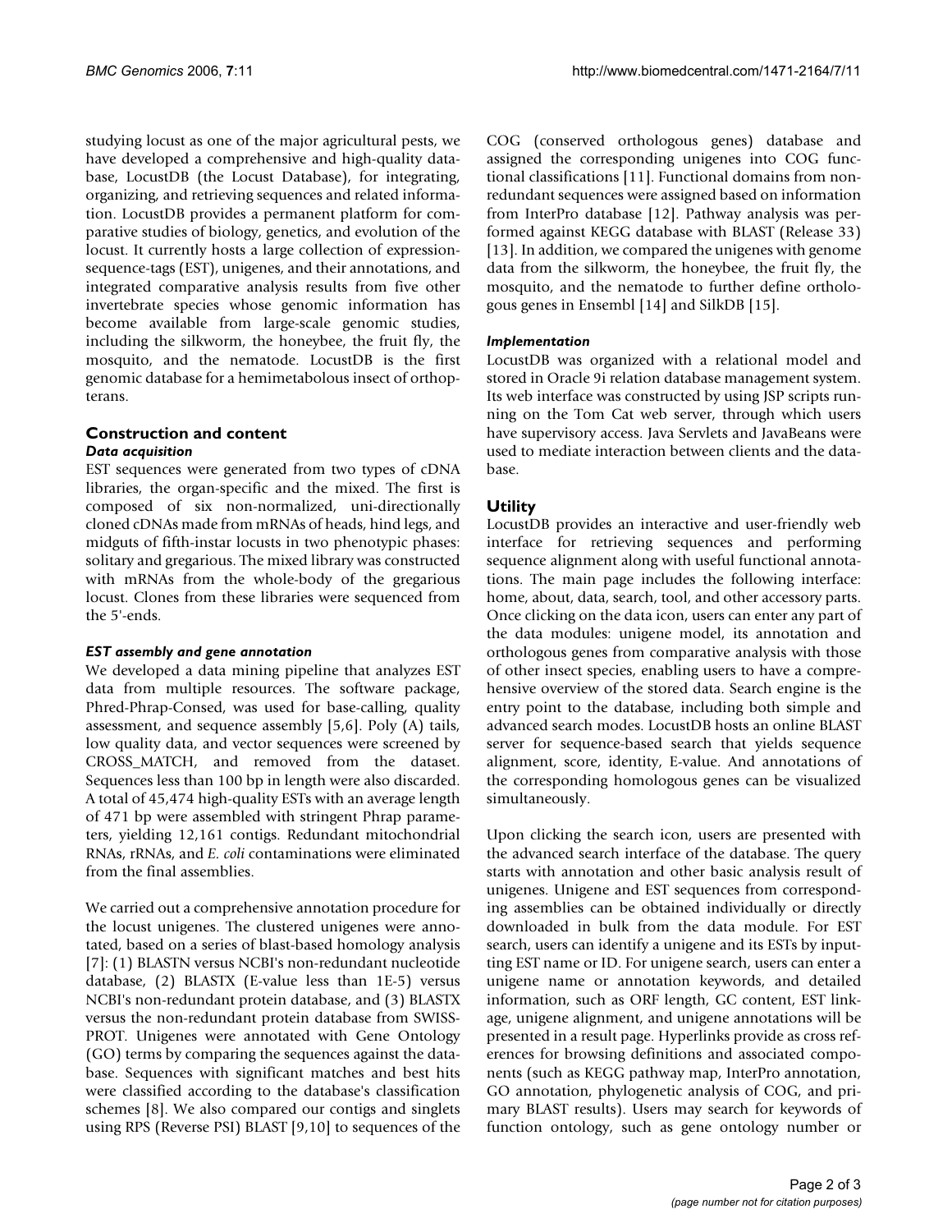studying locust as one of the major agricultural pests, we have developed a comprehensive and high-quality database, LocustDB (the Locust Database), for integrating, organizing, and retrieving sequences and related information. LocustDB provides a permanent platform for comparative studies of biology, genetics, and evolution of the locust. It currently hosts a large collection of expression-sequence-tags (EST), unigenes, and their annotations, and integrated comparative analysis results from five other invertebrate species whose genomic information has become available from large-scale genomic studies, including the silkworm, the honeybee, the fruit fly, the mosquito, and the nematode. LocustDB is the first genomic database for a hemimetabolous insect of orthopterans.

## Construction and content

### *Data acquisition*

EST sequences were generated from two types of cDNA libraries, the organ-specific and the mixed. The first is composed of six non-normalized, uni-directionally cloned cDNAs made from mRNAs of heads, hind legs, and midguts of fifth-instar locusts in two phenotypic phases: solitary and gregarious. The mixed library was constructed with mRNAs from the whole-body of the gregarious locust. Clones from these libraries were sequenced from the 5'-ends.

### *EST assembly and gene annotation*

We developed a data mining pipeline that analyzes EST data from multiple resources. The software package, Phred-Phrap-Consed, was used for base-calling, quality assessment, and sequence assembly [5,6]. Poly (A) tails, low quality data, and vector sequences were screened by CROSS_MATCH, and removed from the dataset. Sequences less than 100 bp in length were also discarded. A total of 45,474 high-quality ESTs with an average length of 471 bp were assembled with stringent Phrap parameters, yielding 12,161 contigs. Redundant mitochondrial RNAs, rRNAs, and *E. coli* contaminations were eliminated from the final assemblies.

We carried out a comprehensive annotation procedure for the locust unigenes. The clustered unigenes were annotated, based on a series of blast-based homology analysis [7]: (1) BLASTN versus NCBI's non-redundant nucleotide database, (2) BLASTX (E-value less than 1E-5) versus NCBI's non-redundant protein database, and (3) BLASTX versus the non-redundant protein database from SWISS-PROT. Unigenes were annotated with Gene Ontology (GO) terms by comparing the sequences against the database. Sequences with significant matches and best hits were classified according to the database's classification schemes [8]. We also compared our contigs and singlets using RPS (Reverse PSI) BLAST [9,10] to sequences of the COG (conserved orthologous genes) database and assigned the corresponding unigenes into COG functional classifications [11]. Functional domains from non-redundant sequences were assigned based on information from InterPro database [12]. Pathway analysis was performed against KEGG database with BLAST (Release 33) [13]. In addition, we compared the unigenes with genome data from the silkworm, the honeybee, the fruit fly, the mosquito, and the nematode to further define orthologous genes in Ensembl [14] and SilkDB [15].

### *Implementation*

LocustDB was organized with a relational model and stored in Oracle 9i relation database management system. Its web interface was constructed by using JSP scripts running on the Tom Cat web server, through which users have supervisory access. Java Servlets and JavaBeans were used to mediate interaction between clients and the database.

## Utility

LocustDB provides an interactive and user-friendly web interface for retrieving sequences and performing sequence alignment along with useful functional annotations. The main page includes the following interface: home, about, data, search, tool, and other accessory parts. Once clicking on the data icon, users can enter any part of the data modules: unigene model, its annotation and orthologous genes from comparative analysis with those of other insect species, enabling users to have a comprehensive overview of the stored data. Search engine is the entry point to the database, including both simple and advanced search modes. LocustDB hosts an online BLAST server for sequence-based search that yields sequence alignment, score, identity, E-value. And annotations of the corresponding homologous genes can be visualized simultaneously.

Upon clicking the search icon, users are presented with the advanced search interface of the database. The query starts with annotation and other basic analysis result of unigenes. Unigene and EST sequences from corresponding assemblies can be obtained individually or directly downloaded in bulk from the data module. For EST search, users can identify a unigene and its ESTs by inputting EST name or ID. For unigene search, users can enter a unigene name or annotation keywords, and detailed information, such as ORF length, GC content, EST linkage, unigene alignment, and unigene annotations will be presented in a result page. Hyperlinks provide as cross references for browsing definitions and associated components (such as KEGG pathway map, InterPro annotation, GO annotation, phylogenetic analysis of COG, and primary BLAST results). Users may search for keywords of function ontology, such as gene ontology number or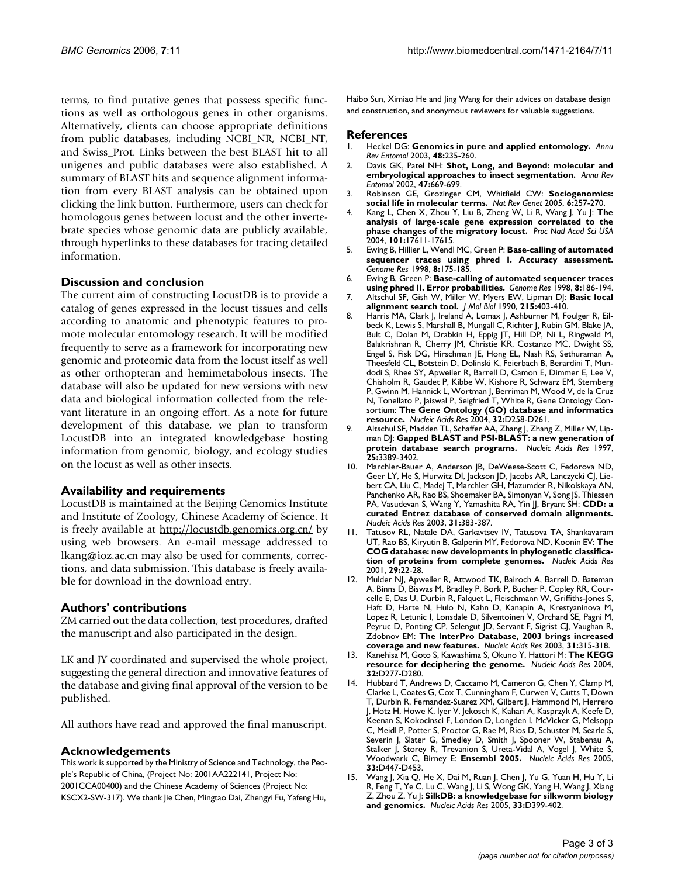terms, to find putative genes that possess specific functions as well as orthologous genes in other organisms. Alternatively, clients can choose appropriate definitions from public databases, including NCBI_NR, NCBI_NT, and Swiss_Prot. Links between the best BLAST hit to all unigenes and public databases were also established. A summary of BLAST hits and sequence alignment information from every BLAST analysis can be obtained upon clicking the link button. Furthermore, users can check for homologous genes between locust and the other invertebrate species whose genomic data are publicly available, through hyperlinks to these databases for tracing detailed information.

## Discussion and conclusion

The current aim of constructing LocustDB is to provide a catalog of genes expressed in the locust tissues and cells according to anatomic and phenotypic features to promote molecular entomology research. It will be modified frequently to serve as a framework for incorporating new genomic and proteomic data from the locust itself as well as other orthopteran and hemimetabolous insects. The database will also be updated for new versions with new data and biological information collected from the relevant literature in an ongoing effort. As a note for future development of this database, we plan to transform LocustDB into an integrated knowledgebase hosting information from genomic, biology, and ecology studies on the locust as well as other insects.

## Availability and requirements

LocustDB is maintained at the Beijing Genomics Institute and Institute of Zoology, Chinese Academy of Science. It is freely available at http://locustdb.genomics.org.cn/ by using web browsers. An e-mail message addressed to lkang@ioz.ac.cn may also be used for comments, corrections, and data submission. This database is freely available for download in the download entry.

## Authors' contributions

ZM carried out the data collection, test procedures, drafted the manuscript and also participated in the design.

LK and JY coordinated and supervised the whole project, suggesting the general direction and innovative features of the database and giving final approval of the version to be published.

All authors have read and approved the final manuscript.

## Acknowledgements

This work is supported by the Ministry of Science and Technology, the People's Republic of China, (Project No: 2001AA222141, Project No: 2001CCA00400) and the Chinese Academy of Sciences (Project No: KSCX2-SW-317). We thank Jie Chen, Mingtao Dai, Zhengyi Fu, Yafeng Hu, Haibo Sun, Ximiao He and Jing Wang for their advices on database design and construction, and anonymous reviewers for valuable suggestions.

## References

1. Heckel DG: **Genomics in pure and applied entomology.** *Annu Rev Entomol* 2003, **48:**235-260.
2. Davis GK, Patel NH: **Shot, Long, and Beyond: molecular and embryological approaches to insect segmentation.** *Annu Rev Entomol* 2002, **47:**669-699.
3. Robinson GE, Grozinger CM, Whitfield CW: **Sociogenomics: social life in molecular terms.** *Nat Rev Genet* 2005, **6:**257-270.
4. Kang L, Chen X, Zhou Y, Liu B, Zheng W, Li R, Wang J, Yu J: **The analysis of large-scale gene expression correlated to the phase changes of the migratory locust.** *Proc Natl Acad Sci USA* 2004, **101:**17611-17615.
5. Ewing B, Hillier L, Wendl MC, Green P: **Base-calling of automated sequencer traces using phred I. Accuracy assessment.** *Genome Res* 1998, **8:**175-185.
6. Ewing B, Green P: **Base-calling of automated sequencer traces using phred II. Error probabilities.** *Genome Res* 1998, **8:**186-194.
7. Altschul SF, Gish W, Miller W, Myers EW, Lipman DJ: **Basic local alignment search tool.** *J Mol Biol* 1990, **215:**403-410.
8. Harris MA, Clark J, Ireland A, Lomax J, Ashburner M, Foulger R, Eilbeck K, Lewis S, Marshall B, Mungall C, Richter J, Rubin GM, Blake JA, Bult C, Dolan M, Drabkin H, Eppig JT, Hill DP, Ni L, Ringwald M, Balakrishnan R, Cherry JM, Christie KR, Costanzo MC, Dwight SS, Engel S, Fisk DG, Hirschman JE, Hong EL, Nash RS, Sethuraman A, Theesfeld CL, Botstein D, Dolinski K, Feierbach B, Berardini T, Mundodi S, Rhee SY, Apweiler R, Barrell D, Camon E, Dimmer E, Lee V, Chisholm R, Gaudet P, Kibbe W, Kishore R, Schwarz EM, Sternberg P, Gwinn M, Hannick L, Wortman J, Berriman M, Wood V, de la Cruz N, Tonellato P, Jaiswal P, Seigfried T, White R, Gene Ontology Consortium: **The Gene Ontology (GO) database and informatics resource.** *Nucleic Acids Res* 2004, **32:**D258-D261.
9. Altschul SF, Madden TL, Schaffer AA, Zhang J, Zhang Z, Miller W, Lipman DJ: **Gapped BLAST and PSI-BLAST: a new generation of protein database search programs.** *Nucleic Acids Res* 1997, **25:**3389-3402.
10. Marchler-Bauer A, Anderson JB, DeWeese-Scott C, Fedorova ND, Geer LY, He S, Hurwitz DI, Jackson JD, Jacobs AR, Lanczycki CJ, Liebert CA, Liu C, Madej T, Marchler GH, Mazumder R, Nikolskaya AN, Panchenko AR, Rao BS, Shoemaker BA, Simonyan V, Song JS, Thiessen PA, Vasudevan S, Wang Y, Yamashita RA, Yin JJ, Bryant SH: **CDD: a curated Entrez database of conserved domain alignments.** *Nucleic Acids Res* 2003, **31:**383-387.
11. Tatusov RL, Natale DA, Garkavtsev IV, Tatusova TA, Shankavaram UT, Rao BS, Kiryutin B, Galperin MY, Fedorova ND, Koonin EV: **The COG database: new developments in phylogenetic classification of proteins from complete genomes.** *Nucleic Acids Res* 2001, **29:**22-28.
12. Mulder NJ, Apweiler R, Attwood TK, Bairoch A, Barrell D, Bateman A, Binns D, Biswas M, Bradley P, Bork P, Bucher P, Copley RR, Courcelle E, Das U, Durbin R, Falquet L, Fleischmann W, Griffiths-Jones S, Haft D, Harte N, Hulo N, Kahn D, Kanapin A, Krestyaninova M, Lopez R, Letunic I, Lonsdale D, Silventoinen V, Orchard SE, Pagni M, Peyruc D, Ponting CP, Selengut JD, Servant F, Sigrist CJ, Vaughan R, Zdobnov EM: **The InterPro Database, 2003 brings increased coverage and new features.** *Nucleic Acids Res* 2003, **31:**315-318.
13. Kanehisa M, Goto S, Kawashima S, Okuno Y, Hattori M: **The KEGG resource for deciphering the genome.** *Nucleic Acids Res* 2004, **32:**D277-D280.
14. Hubbard T, Andrews D, Caccamo M, Cameron G, Chen Y, Clamp M, Clarke L, Coates G, Cox T, Cunningham F, Curwen V, Cutts T, Down T, Durbin R, Fernandez-Suarez XM, Gilbert J, Hammond M, Herrero J, Hotz H, Howe K, Iyer V, Jekosch K, Kahari A, Kasprzyk A, Keefe D, Keenan S, Kokocinsci F, London D, Longden I, McVicker G, Melsopp C, Meidl P, Potter S, Proctor G, Rae M, Rios D, Schuster M, Searle S, Severin J, Slater G, Smedley D, Smith J, Spooner W, Stabenau A, Stalker J, Storey R, Trevanion S, Ureta-Vidal A, Vogel J, White S, Woodwark C, Birney E: **Ensembl 2005.** *Nucleic Acids Res* 2005, **33:**D447-D453.
15. Wang J, Xia Q, He X, Dai M, Ruan J, Chen J, Yu G, Yuan H, Hu Y, Li R, Feng T, Ye C, Lu C, Wang J, Li S, Wong GK, Yang H, Wang J, Xiang Z, Zhou Z, Yu J: **SilkDB: a knowledgebase for silkworm biology and genomics.** *Nucleic Acids Res* 2005, **33:**D399-402.